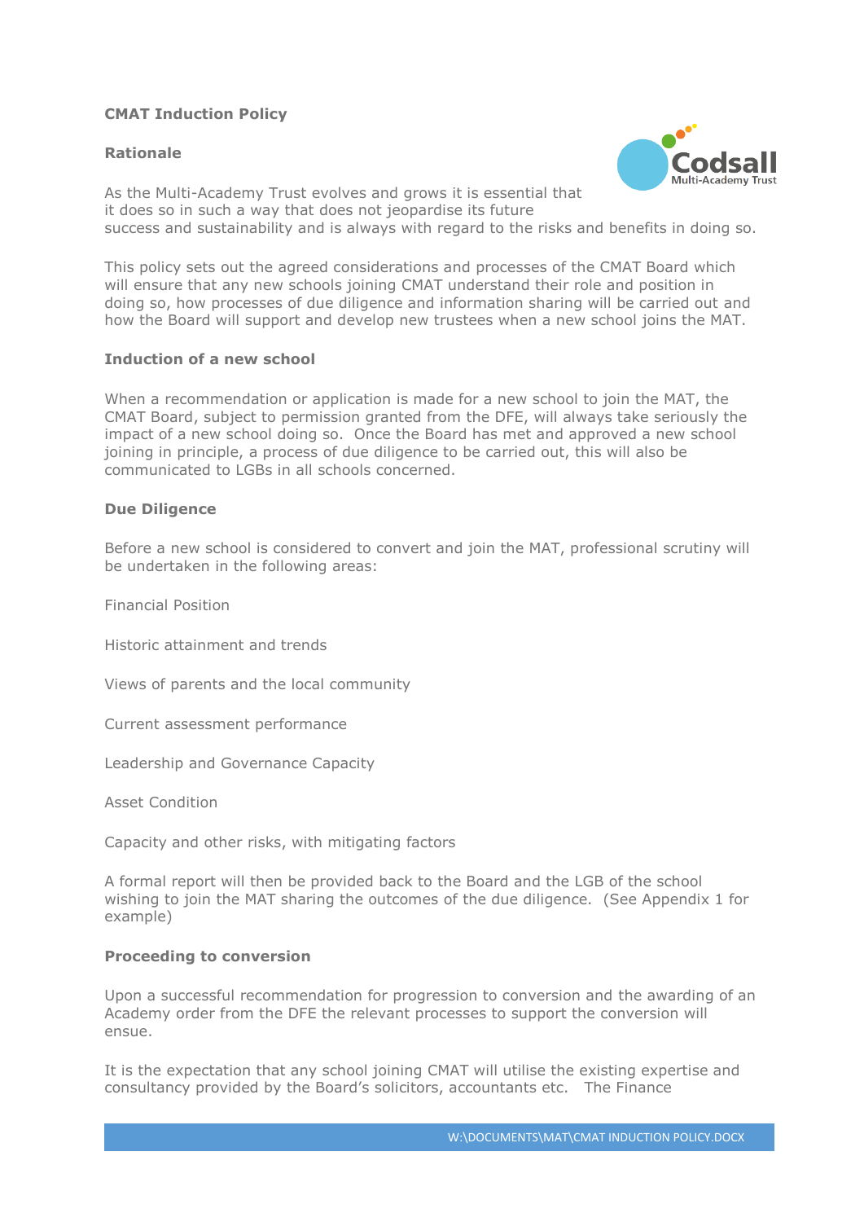# CMAT Induction Policy

## Rationale

As the Multi-Academy Trust evolves and grows it is essential that it does so in such a way that does not jeopardise its future success and sustainability and is always with regard to the risks and benefits in doing so.

This policy sets out the agreed considerations and processes of the CMAT Board which will ensure that any new schools joining CMAT understand their role and position in doing so, how processes of due diligence and information sharing will be carried out and how the Board will support and develop new trustees when a new school joins the MAT.

## Induction of a new school

When a recommendation or application is made for a new school to join the MAT, the CMAT Board, subject to permission granted from the DFE, will always take seriously the impact of a new school doing so. Once the Board has met and approved a new school joining in principle, a process of due diligence to be carried out, this will also be communicated to LGBs in all schools concerned.

## Due Diligence

Before a new school is considered to convert and join the MAT, professional scrutiny will be undertaken in the following areas:

Financial Position

Historic attainment and trends

Views of parents and the local community

Current assessment performance

Leadership and Governance Capacity

Asset Condition

Capacity and other risks, with mitigating factors

A formal report will then be provided back to the Board and the LGB of the school wishing to join the MAT sharing the outcomes of the due diligence. (See Appendix 1 for example)

## Proceeding to conversion

Upon a successful recommendation for progression to conversion and the awarding of an Academy order from the DFE the relevant processes to support the conversion will ensue.

It is the expectation that any school joining CMAT will utilise the existing expertise and consultancy provided by the Board's solicitors, accountants etc. The Finance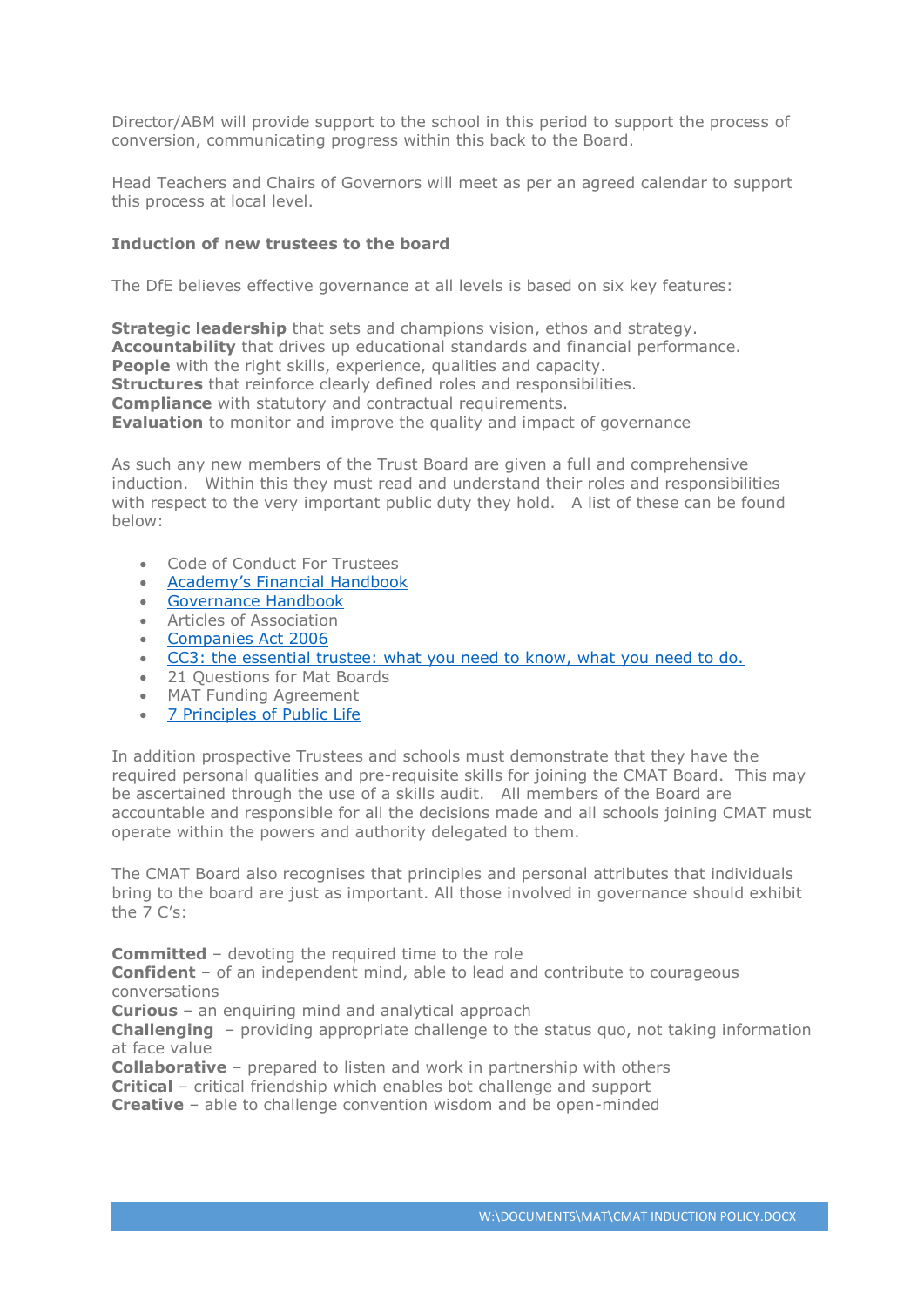Director/ABM will provide support to the school in this period to support the process of conversion, communicating progress within this back to the Board.

Head Teachers and Chairs of Governors will meet as per an agreed calendar to support this process at local level.

### Induction of new trustees to the board

The DfE believes effective governance at all levels is based on six key features:

**Strategic leadership** that sets and champions vision, ethos and strategy.
**Accountability** that drives up educational standards and financial performance.
**People** with the right skills, experience, qualities and capacity.
**Structures** that reinforce clearly defined roles and responsibilities.
**Compliance** with statutory and contractual requirements.
**Evaluation** to monitor and improve the quality and impact of governance

As such any new members of the Trust Board are given a full and comprehensive induction. Within this they must read and understand their roles and responsibilities with respect to the very important public duty they hold. A list of these can be found below:

- Code of Conduct For Trustees
- Academy's Financial Handbook
- Governance Handbook
- Articles of Association
- Companies Act 2006
- CC3: the essential trustee: what you need to know, what you need to do.
- 21 Questions for Mat Boards
- MAT Funding Agreement
- 7 Principles of Public Life

In addition prospective Trustees and schools must demonstrate that they have the required personal qualities and pre-requisite skills for joining the CMAT Board. This may be ascertained through the use of a skills audit. All members of the Board are accountable and responsible for all the decisions made and all schools joining CMAT must operate within the powers and authority delegated to them.

The CMAT Board also recognises that principles and personal attributes that individuals bring to the board are just as important. All those involved in governance should exhibit the 7 C's:

**Committed** – devoting the required time to the role
**Confident** – of an independent mind, able to lead and contribute to courageous conversations
**Curious** – an enquiring mind and analytical approach
**Challenging** – providing appropriate challenge to the status quo, not taking information at face value
**Collaborative** – prepared to listen and work in partnership with others
**Critical** – critical friendship which enables bot challenge and support
**Creative** – able to challenge convention wisdom and be open-minded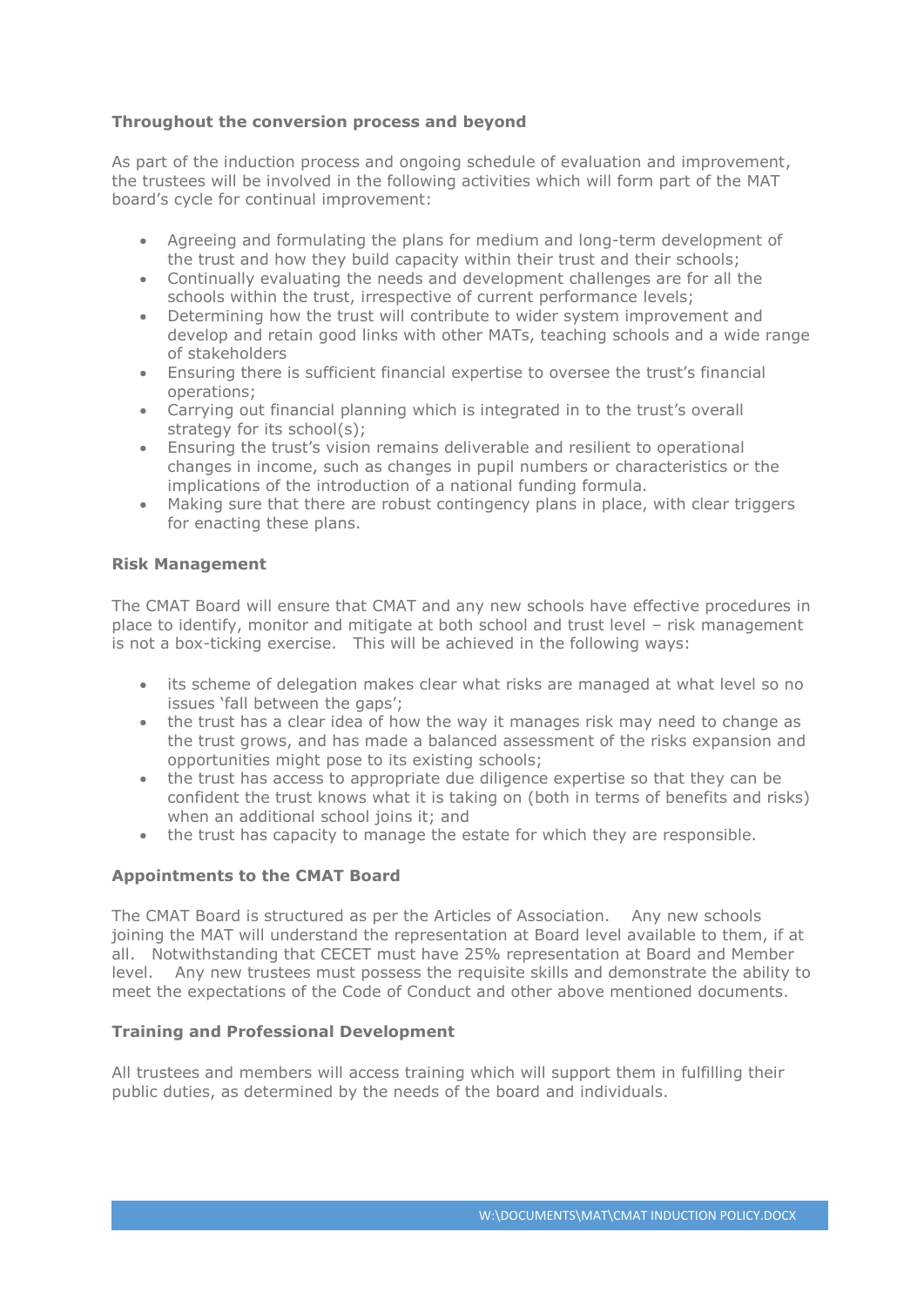**Throughout the conversion process and beyond**

As part of the induction process and ongoing schedule of evaluation and improvement, the trustees will be involved in the following activities which will form part of the MAT board's cycle for continual improvement:

- Agreeing and formulating the plans for medium and long-term development of the trust and how they build capacity within their trust and their schools;
- Continually evaluating the needs and development challenges are for all the schools within the trust, irrespective of current performance levels;
- Determining how the trust will contribute to wider system improvement and develop and retain good links with other MATs, teaching schools and a wide range of stakeholders
- Ensuring there is sufficient financial expertise to oversee the trust's financial operations;
- Carrying out financial planning which is integrated in to the trust's overall strategy for its school(s);
- Ensuring the trust's vision remains deliverable and resilient to operational changes in income, such as changes in pupil numbers or characteristics or the implications of the introduction of a national funding formula.
- Making sure that there are robust contingency plans in place, with clear triggers for enacting these plans.

**Risk Management**

The CMAT Board will ensure that CMAT and any new schools have effective procedures in place to identify, monitor and mitigate at both school and trust level – risk management is not a box-ticking exercise. This will be achieved in the following ways:

- its scheme of delegation makes clear what risks are managed at what level so no issues 'fall between the gaps';
- the trust has a clear idea of how the way it manages risk may need to change as the trust grows, and has made a balanced assessment of the risks expansion and opportunities might pose to its existing schools;
- the trust has access to appropriate due diligence expertise so that they can be confident the trust knows what it is taking on (both in terms of benefits and risks) when an additional school joins it; and
- the trust has capacity to manage the estate for which they are responsible.

**Appointments to the CMAT Board**

The CMAT Board is structured as per the Articles of Association. Any new schools joining the MAT will understand the representation at Board level available to them, if at all. Notwithstanding that CECET must have 25% representation at Board and Member level. Any new trustees must possess the requisite skills and demonstrate the ability to meet the expectations of the Code of Conduct and other above mentioned documents.

**Training and Professional Development**

All trustees and members will access training which will support them in fulfilling their public duties, as determined by the needs of the board and individuals.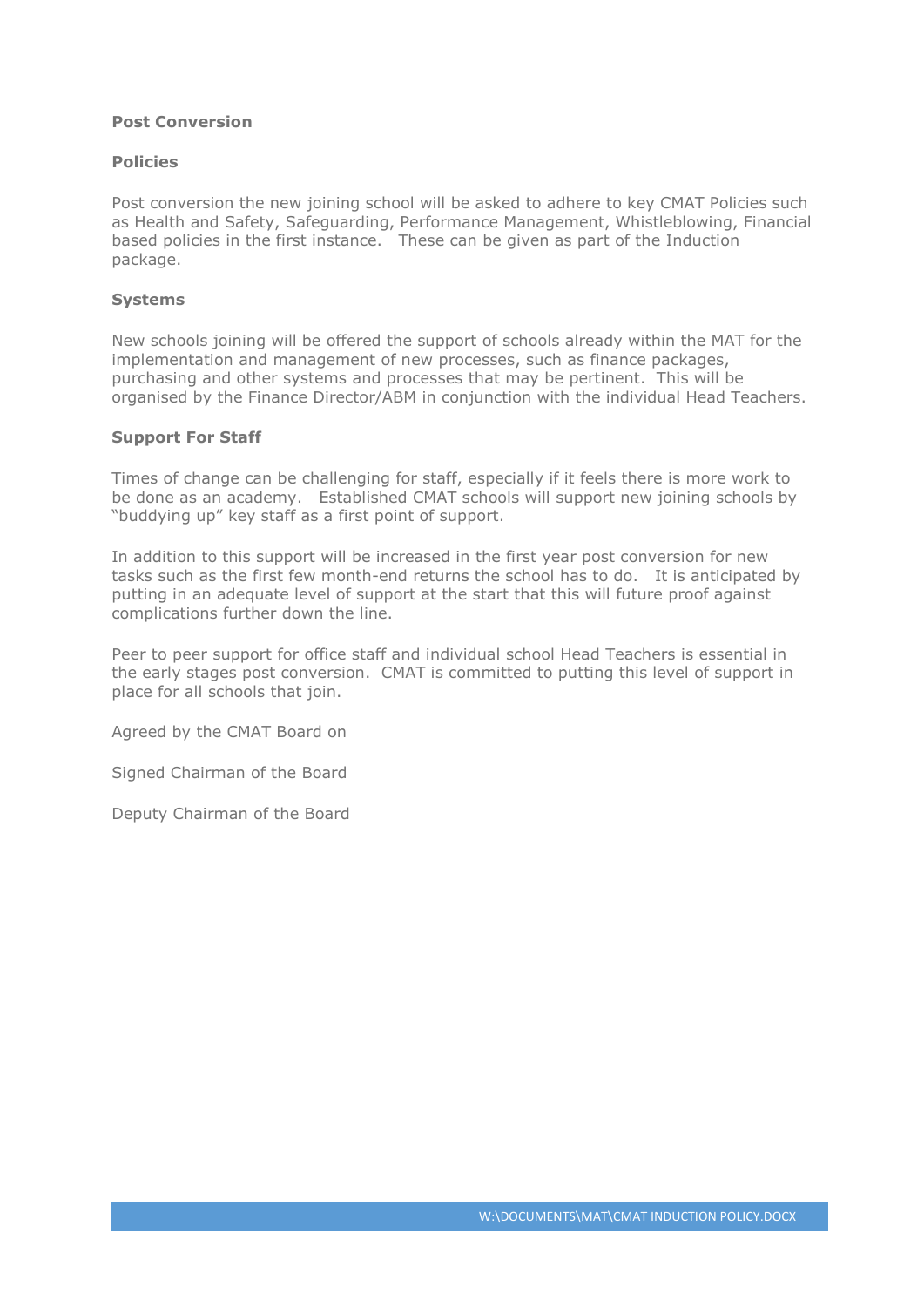## Post Conversion

### Policies

Post conversion the new joining school will be asked to adhere to key CMAT Policies such as Health and Safety, Safeguarding, Performance Management, Whistleblowing, Financial based policies in the first instance. These can be given as part of the Induction package.

### Systems

New schools joining will be offered the support of schools already within the MAT for the implementation and management of new processes, such as finance packages, purchasing and other systems and processes that may be pertinent. This will be organised by the Finance Director/ABM in conjunction with the individual Head Teachers.

### Support For Staff

Times of change can be challenging for staff, especially if it feels there is more work to be done as an academy. Established CMAT schools will support new joining schools by "buddying up" key staff as a first point of support.

In addition to this support will be increased in the first year post conversion for new tasks such as the first few month-end returns the school has to do. It is anticipated by putting in an adequate level of support at the start that this will future proof against complications further down the line.

Peer to peer support for office staff and individual school Head Teachers is essential in the early stages post conversion. CMAT is committed to putting this level of support in place for all schools that join.

Agreed by the CMAT Board on

Signed Chairman of the Board

Deputy Chairman of the Board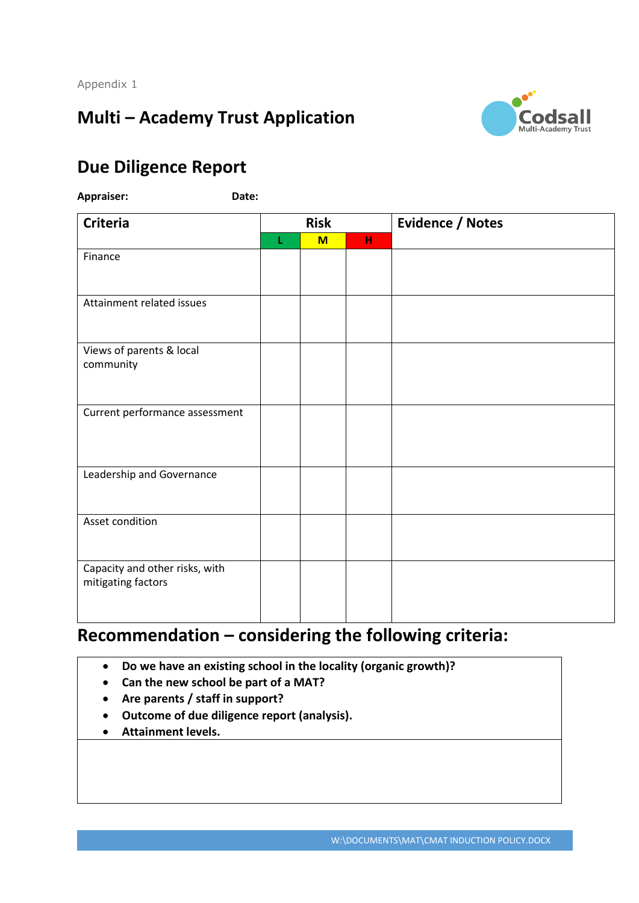Appendix 1

# Multi – Academy Trust Application

## Due Diligence Report

**Appraiser:** **Date:**

| Criteria | Risk | | | Evidence / Notes |
|---|---|---|---|---|
| | L | M | H | |
| Finance | | | | |
| Attainment related issues | | | | |
| Views of parents & local community | | | | |
| Current performance assessment | | | | |
| Leadership and Governance | | | | |
| Asset condition | | | | |
| Capacity and other risks, with mitigating factors | | | | |

## Recommendation – considering the following criteria:

- **Do we have an existing school in the locality (organic growth)?**
- **Can the new school be part of a MAT?**
- **Are parents / staff in support?**
- **Outcome of due diligence report (analysis).**
- **Attainment levels.**